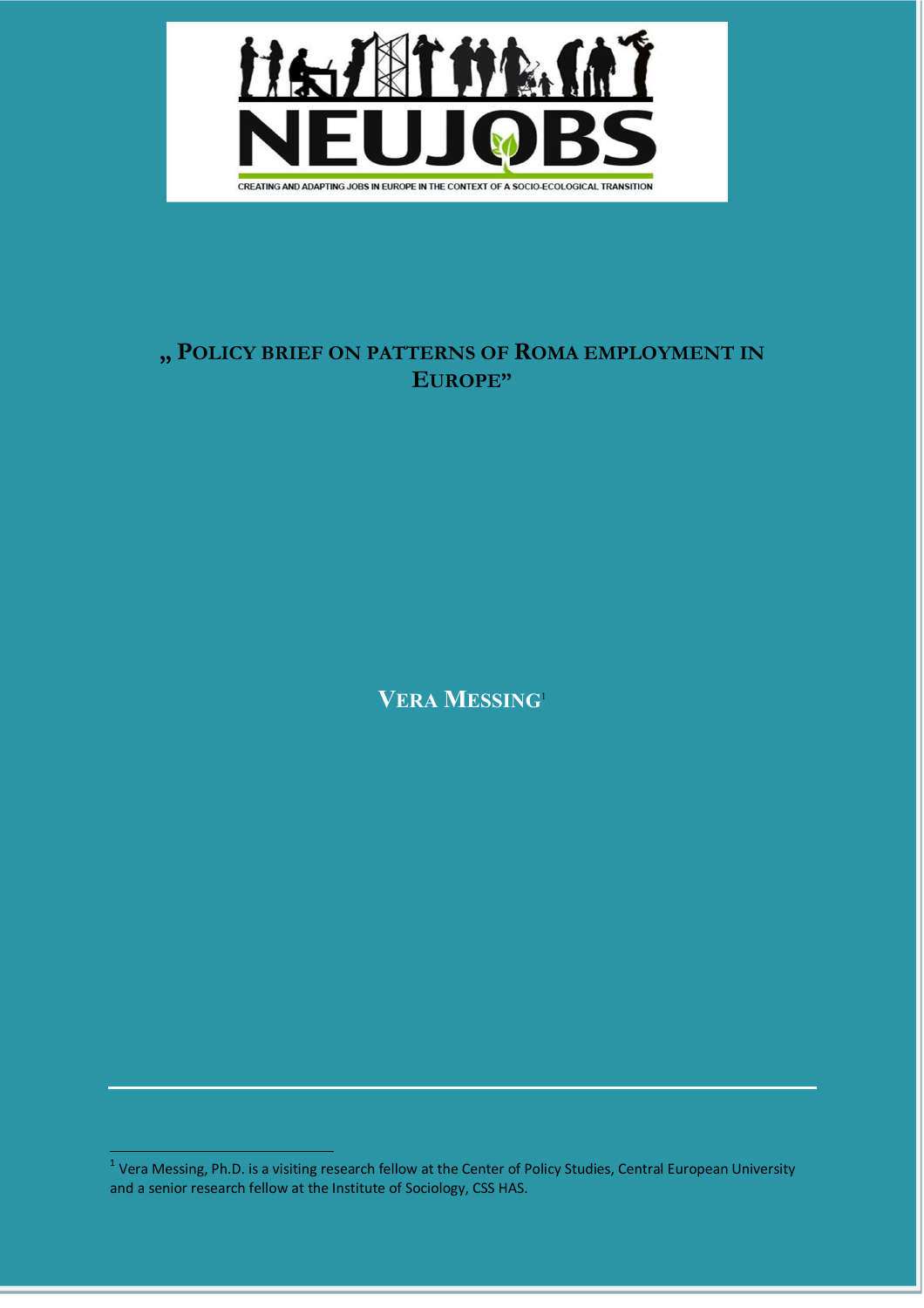# „ POLICY BRIEF ON PATTERNS OF ROMA EMPLOYMENT IN EUROPE"

**VERA MESSING**[1]

---

[1] Vera Messing, Ph.D. is a visiting research fellow at the Center of Policy Studies, Central European University and a senior research fellow at the Institute of Sociology, CSS HAS.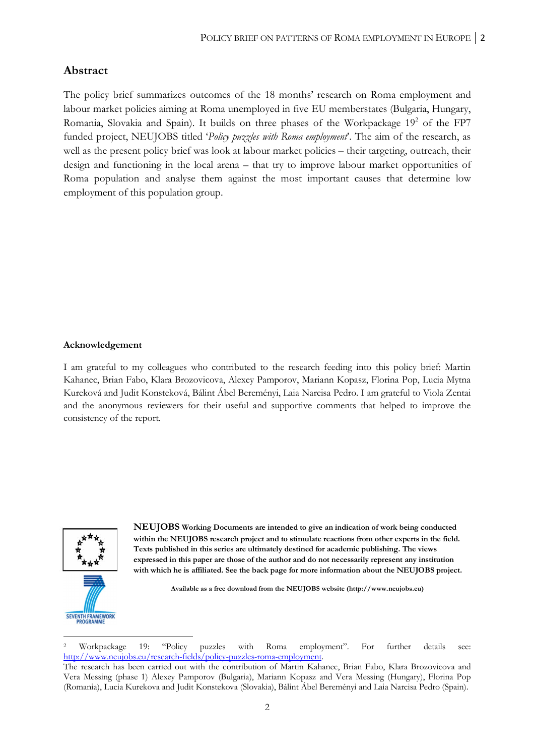## Abstract

The policy brief summarizes outcomes of the 18 months' research on Roma employment and labour market policies aiming at Roma unemployed in five EU memberstates (Bulgaria, Hungary, Romania, Slovakia and Spain). It builds on three phases of the Workpackage 19[2] of the FP7 funded project, NEUJOBS titled '*Policy puzzles with Roma employment*'. The aim of the research, as well as the present policy brief was look at labour market policies – their targeting, outreach, their design and functioning in the local arena – that try to improve labour market opportunities of Roma population and analyse them against the most important causes that determine low employment of this population group.

**Acknowledgement**

I am grateful to my colleagues who contributed to the research feeding into this policy brief: Martin Kahanec, Brian Fabo, Klara Brozovicova, Alexey Pamporov, Mariann Kopasz, Florina Pop, Lucia Mytna Kureková and Judit Konsteková, Bálint Ábel Bereményi, Laia Narcisa Pedro. I am grateful to Viola Zentai and the anonymous reviewers for their useful and supportive comments that helped to improve the consistency of the report.

**NEUJOBS Working Documents are intended to give an indication of work being conducted within the NEUJOBS research project and to stimulate reactions from other experts in the field. Texts published in this series are ultimately destined for academic publishing. The views expressed in this paper are those of the author and do not necessarily represent any institution with which he is affiliated. See the back page for more information about the NEUJOBS project.**

**Available as a free download from the NEUJOBS website (http://www.neujobs.eu)**

SEVENTH FRAMEWORK PROGRAMME

[2] Workpackage 19: "Policy puzzles with Roma employment". For further details see: http://www.neujobs.eu/research-fields/policy-puzzles-roma-employment.
The research has been carried out with the contribution of Martin Kahanec, Brian Fabo, Klara Brozovicova and Vera Messing (phase 1) Alexey Pamporov (Bulgaria), Mariann Kopasz and Vera Messing (Hungary), Florina Pop (Romania), Lucia Kurekova and Judit Konstekova (Slovakia), Bálint Ábel Bereményi and Laia Narcisa Pedro (Spain).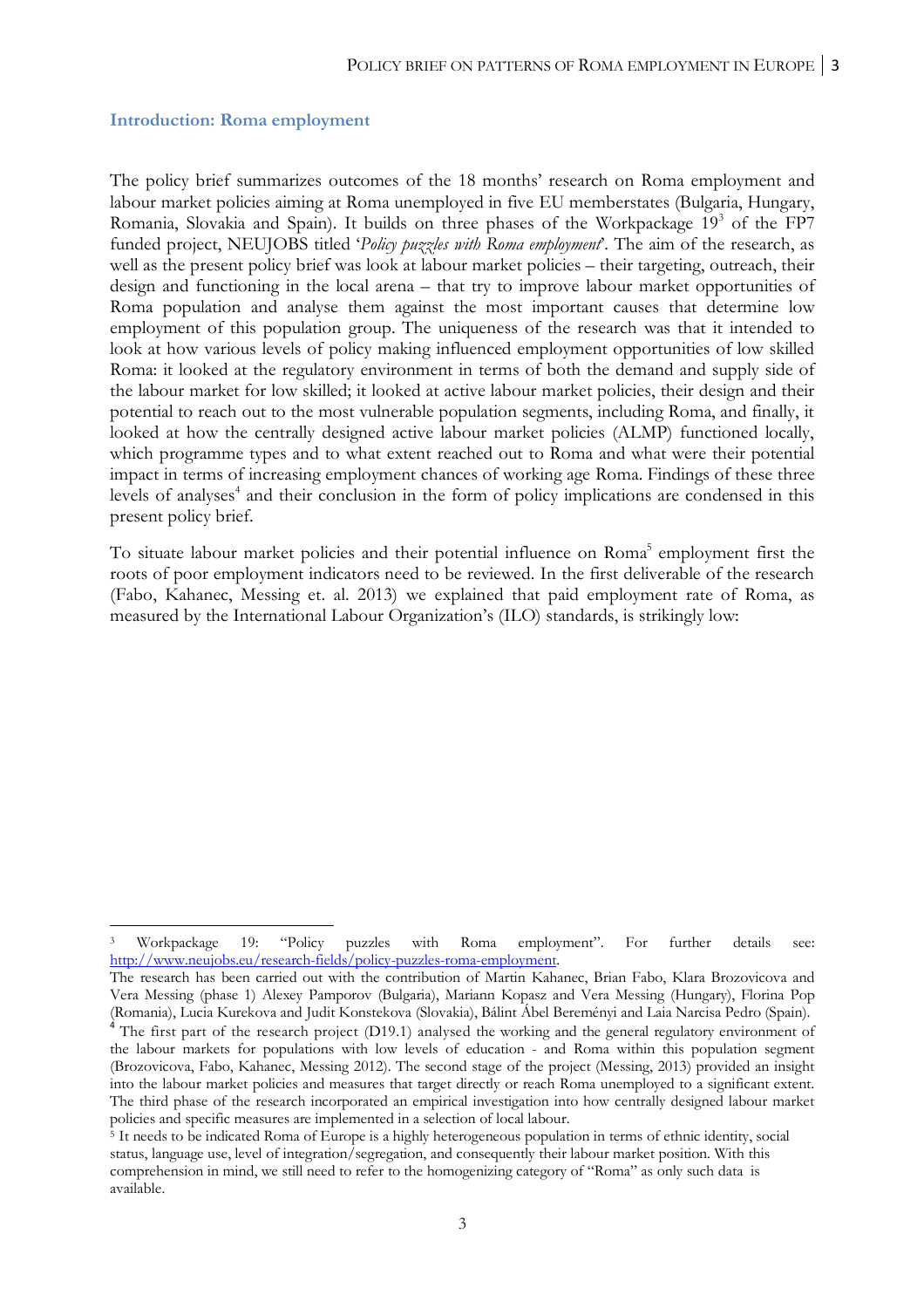### Introduction: Roma employment

The policy brief summarizes outcomes of the 18 months' research on Roma employment and labour market policies aiming at Roma unemployed in five EU memberstates (Bulgaria, Hungary, Romania, Slovakia and Spain). It builds on three phases of the Workpackage 19[3] of the FP7 funded project, NEUJOBS titled '*Policy puzzles with Roma employment*'. The aim of the research, as well as the present policy brief was look at labour market policies – their targeting, outreach, their design and functioning in the local arena – that try to improve labour market opportunities of Roma population and analyse them against the most important causes that determine low employment of this population group. The uniqueness of the research was that it intended to look at how various levels of policy making influenced employment opportunities of low skilled Roma: it looked at the regulatory environment in terms of both the demand and supply side of the labour market for low skilled; it looked at active labour market policies, their design and their potential to reach out to the most vulnerable population segments, including Roma, and finally, it looked at how the centrally designed active labour market policies (ALMP) functioned locally, which programme types and to what extent reached out to Roma and what were their potential impact in terms of increasing employment chances of working age Roma. Findings of these three levels of analyses[4] and their conclusion in the form of policy implications are condensed in this present policy brief.

To situate labour market policies and their potential influence on Roma[5] employment first the roots of poor employment indicators need to be reviewed. In the first deliverable of the research (Fabo, Kahanec, Messing et. al. 2013) we explained that paid employment rate of Roma, as measured by the International Labour Organization's (ILO) standards, is strikingly low:

---

[3] Workpackage 19: "Policy puzzles with Roma employment". For further details see: http://www.neujobs.eu/research-fields/policy-puzzles-roma-employment.
The research has been carried out with the contribution of Martin Kahanec, Brian Fabo, Klara Brozovicova and Vera Messing (phase 1) Alexey Pamporov (Bulgaria), Mariann Kopasz and Vera Messing (Hungary), Florina Pop (Romania), Lucia Kurekova and Judit Konstekova (Slovakia), Bálint Ábel Bereményi and Laia Narcisa Pedro (Spain).

[4] The first part of the research project (D19.1) analysed the working and the general regulatory environment of the labour markets for populations with low levels of education - and Roma within this population segment (Brozovicova, Fabo, Kahanec, Messing 2012). The second stage of the project (Messing, 2013) provided an insight into the labour market policies and measures that target directly or reach Roma unemployed to a significant extent. The third phase of the research incorporated an empirical investigation into how centrally designed labour market policies and specific measures are implemented in a selection of local labour.

[5] It needs to be indicated Roma of Europe is a highly heterogeneous population in terms of ethnic identity, social status, language use, level of integration/segregation, and consequently their labour market position. With this comprehension in mind, we still need to refer to the homogenizing category of "Roma" as only such data is available.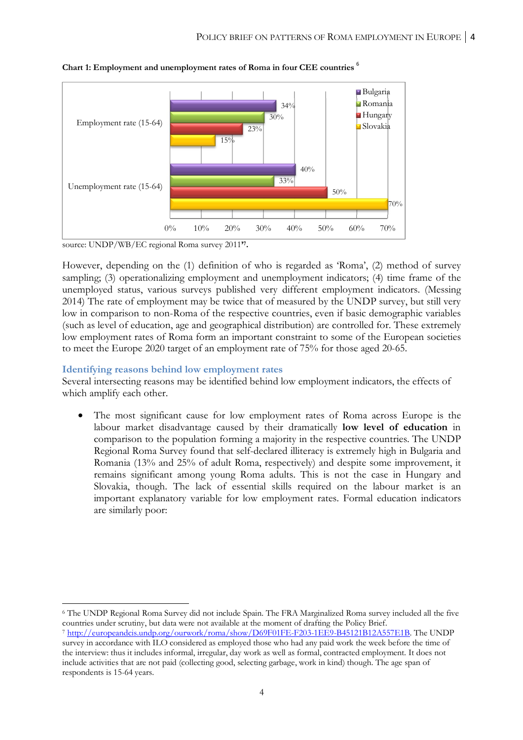**Chart 1: Employment and unemployment rates of Roma in four CEE countries** [6]

Bulgaria
Romania
Hungary
Slovakia

Employment rate (15-64)
34%
30%
23%
15%

Unemployment rate (15-64)
40%
33%
50%
70%

0% 10% 20% 30% 40% 50% 60% 70%

source: UNDP/WB/EC regional Roma survey 2011[7].

However, depending on the (1) definition of who is regarded as 'Roma', (2) method of survey sampling; (3) operationalizing employment and unemployment indicators; (4) time frame of the unemployed status, various surveys published very different employment indicators. (Messing 2014) The rate of employment may be twice that of measured by the UNDP survey, but still very low in comparison to non-Roma of the respective countries, even if basic demographic variables (such as level of education, age and geographical distribution) are controlled for. These extremely low employment rates of Roma form an important constraint to some of the European societies to meet the Europe 2020 target of an employment rate of 75% for those aged 20-65.

## Identifying reasons behind low employment rates

Several intersecting reasons may be identified behind low employment indicators, the effects of which amplify each other.

- The most significant cause for low employment rates of Roma across Europe is the labour market disadvantage caused by their dramatically **low level of education** in comparison to the population forming a majority in the respective countries. The UNDP Regional Roma Survey found that self-declared illiteracy is extremely high in Bulgaria and Romania (13% and 25% of adult Roma, respectively) and despite some improvement, it remains significant among young Roma adults. This is not the case in Hungary and Slovakia, though. The lack of essential skills required on the labour market is an important explanatory variable for low employment rates. Formal education indicators are similarly poor:

---

[6] The UNDP Regional Roma Survey did not include Spain. The FRA Marginalized Roma survey included all the five countries under scrutiny, but data were not available at the moment of drafting the Policy Brief.

[7] http://europeandcis.undp.org/ourwork/roma/show/D69F01FE-F203-1EE9-B45121B12A557E1B. The UNDP survey in accordance with ILO considered as employed those who had any paid work the week before the time of the interview: thus it includes informal, irregular, day work as well as formal, contracted employment. It does not include activities that are not paid (collecting good, selecting garbage, work in kind) though. The age span of respondents is 15-64 years.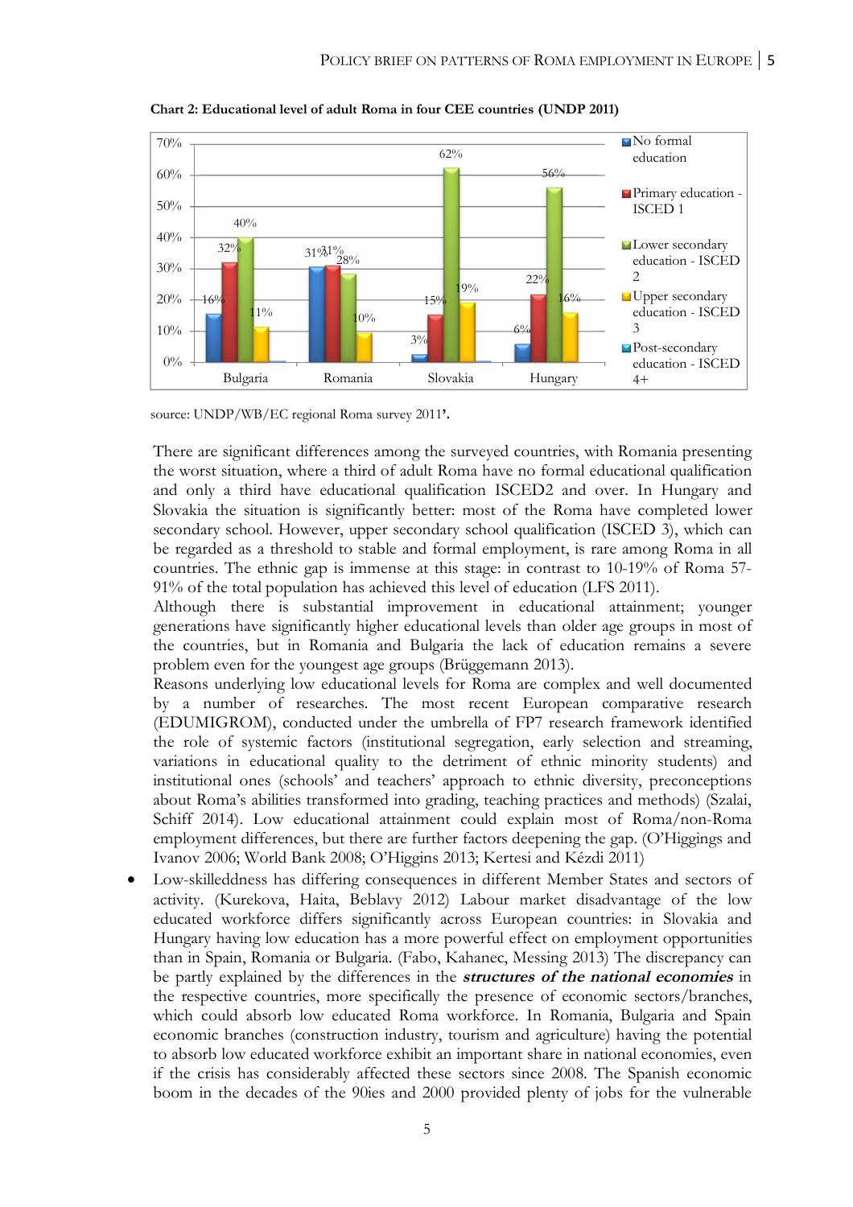**Chart 2: Educational level of adult Roma in four CEE countries (UNDP 2011)**

70%
60%
50%
40%
30%
20%
10%
0%

Bulgaria: 16% 32% 40% 11%
Romania: 31% 31% 28% 10%
Slovakia: 3% 15% 62% 19%
Hungary: 6% 22% 56% 16%

No formal education
Primary education - ISCED 1
Lower secondary education - ISCED 2
Upper secondary education - ISCED 3
Post-secondary education - ISCED 4+

source: UNDP/WB/EC regional Roma survey 2011'.

There are significant differences among the surveyed countries, with Romania presenting the worst situation, where a third of adult Roma have no formal educational qualification and only a third have educational qualification ISCED2 and over. In Hungary and Slovakia the situation is significantly better: most of the Roma have completed lower secondary school. However, upper secondary school qualification (ISCED 3), which can be regarded as a threshold to stable and formal employment, is rare among Roma in all countries. The ethnic gap is immense at this stage: in contrast to 10-19% of Roma 57-91% of the total population has achieved this level of education (LFS 2011).

Although there is substantial improvement in educational attainment; younger generations have significantly higher educational levels than older age groups in most of the countries, but in Romania and Bulgaria the lack of education remains a severe problem even for the youngest age groups (Brüggemann 2013).

Reasons underlying low educational levels for Roma are complex and well documented by a number of researches. The most recent European comparative research (EDUMIGROM), conducted under the umbrella of FP7 research framework identified the role of systemic factors (institutional segregation, early selection and streaming, variations in educational quality to the detriment of ethnic minority students) and institutional ones (schools' and teachers' approach to ethnic diversity, preconceptions about Roma's abilities transformed into grading, teaching practices and methods) (Szalai, Schiff 2014). Low educational attainment could explain most of Roma/non-Roma employment differences, but there are further factors deepening the gap. (O'Higgings and Ivanov 2006; World Bank 2008; O'Higgins 2013; Kertesi and Kézdi 2011)

- Low-skilleddness has differing consequences in different Member States and sectors of activity. (Kurekova, Haita, Beblavy 2012) Labour market disadvantage of the low educated workforce differs significantly across European countries: in Slovakia and Hungary having low education has a more powerful effect on employment opportunities than in Spain, Romania or Bulgaria. (Fabo, Kahanec, Messing 2013) The discrepancy can be partly explained by the differences in the ***structures of the national economies*** in the respective countries, more specifically the presence of economic sectors/branches, which could absorb low educated Roma workforce. In Romania, Bulgaria and Spain economic branches (construction industry, tourism and agriculture) having the potential to absorb low educated workforce exhibit an important share in national economies, even if the crisis has considerably affected these sectors since 2008. The Spanish economic boom in the decades of the 90ies and 2000 provided plenty of jobs for the vulnerable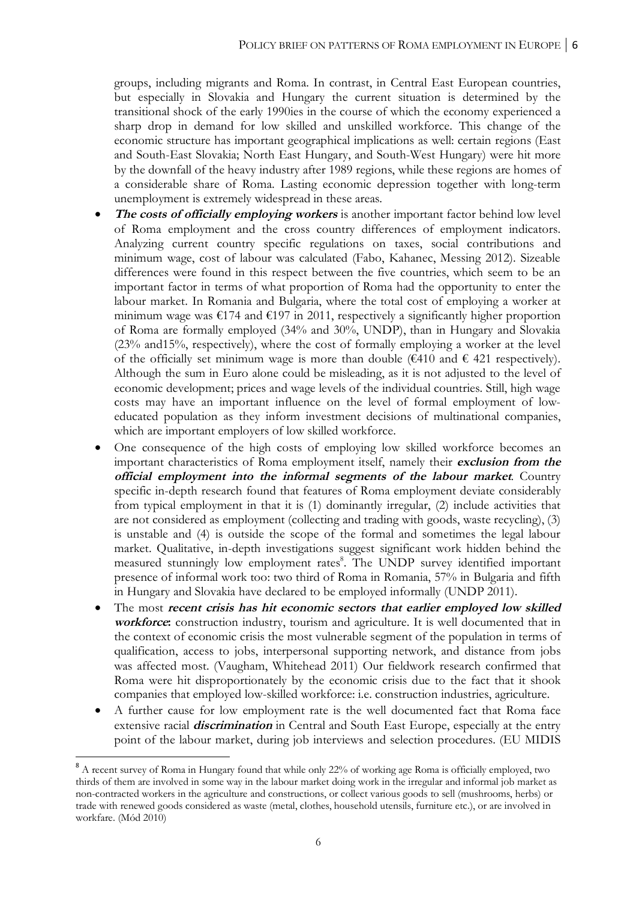groups, including migrants and Roma. In contrast, in Central East European countries, but especially in Slovakia and Hungary the current situation is determined by the transitional shock of the early 1990ies in the course of which the economy experienced a sharp drop in demand for low skilled and unskilled workforce. This change of the economic structure has important geographical implications as well: certain regions (East and South-East Slovakia; North East Hungary, and South-West Hungary) were hit more by the downfall of the heavy industry after 1989 regions, while these regions are homes of a considerable share of Roma. Lasting economic depression together with long-term unemployment is extremely widespread in these areas.

- ***The costs of officially employing workers*** is another important factor behind low level of Roma employment and the cross country differences of employment indicators. Analyzing current country specific regulations on taxes, social contributions and minimum wage, cost of labour was calculated (Fabo, Kahanec, Messing 2012). Sizeable differences were found in this respect between the five countries, which seem to be an important factor in terms of what proportion of Roma had the opportunity to enter the labour market. In Romania and Bulgaria, where the total cost of employing a worker at minimum wage was €174 and €197 in 2011, respectively a significantly higher proportion of Roma are formally employed (34% and 30%, UNDP), than in Hungary and Slovakia (23% and15%, respectively), where the cost of formally employing a worker at the level of the officially set minimum wage is more than double (€410 and € 421 respectively). Although the sum in Euro alone could be misleading, as it is not adjusted to the level of economic development; prices and wage levels of the individual countries. Still, high wage costs may have an important influence on the level of formal employment of low-educated population as they inform investment decisions of multinational companies, which are important employers of low skilled workforce.
- One consequence of the high costs of employing low skilled workforce becomes an important characteristics of Roma employment itself, namely their ***exclusion from the official employment into the informal segments of the labour market***. Country specific in-depth research found that features of Roma employment deviate considerably from typical employment in that it is (1) dominantly irregular, (2) include activities that are not considered as employment (collecting and trading with goods, waste recycling), (3) is unstable and (4) is outside the scope of the formal and sometimes the legal labour market. Qualitative, in-depth investigations suggest significant work hidden behind the measured stunningly low employment rates[8]. The UNDP survey identified important presence of informal work too: two third of Roma in Romania, 57% in Bulgaria and fifth in Hungary and Slovakia have declared to be employed informally (UNDP 2011).
- The most ***recent crisis has hit economic sectors that earlier employed low skilled workforce***: construction industry, tourism and agriculture. It is well documented that in the context of economic crisis the most vulnerable segment of the population in terms of qualification, access to jobs, interpersonal supporting network, and distance from jobs was affected most. (Vaugham, Whitehead 2011) Our fieldwork research confirmed that Roma were hit disproportionately by the economic crisis due to the fact that it shook companies that employed low-skilled workforce: i.e. construction industries, agriculture.
- A further cause for low employment rate is the well documented fact that Roma face extensive racial ***discrimination*** in Central and South East Europe, especially at the entry point of the labour market, during job interviews and selection procedures. (EU MIDIS

[8] A recent survey of Roma in Hungary found that while only 22% of working age Roma is officially employed, two thirds of them are involved in some way in the labour market doing work in the irregular and informal job market as non-contracted workers in the agriculture and constructions, or collect various goods to sell (mushrooms, herbs) or trade with renewed goods considered as waste (metal, clothes, household utensils, furniture etc.), or are involved in workfare. (Mód 2010)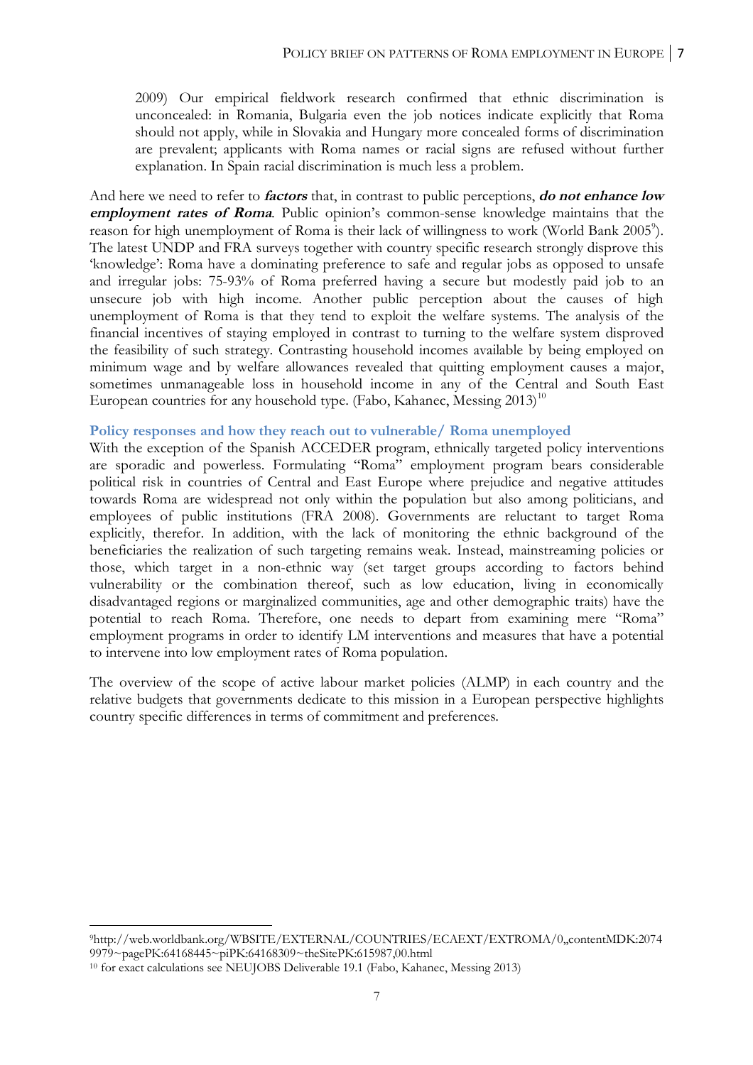2009) Our empirical fieldwork research confirmed that ethnic discrimination is unconcealed: in Romania, Bulgaria even the job notices indicate explicitly that Roma should not apply, while in Slovakia and Hungary more concealed forms of discrimination are prevalent; applicants with Roma names or racial signs are refused without further explanation. In Spain racial discrimination is much less a problem.

And here we need to refer to ***factors*** that, in contrast to public perceptions, ***do not enhance low employment rates of Roma***. Public opinion's common-sense knowledge maintains that the reason for high unemployment of Roma is their lack of willingness to work (World Bank 2005[9]). The latest UNDP and FRA surveys together with country specific research strongly disprove this 'knowledge': Roma have a dominating preference to safe and regular jobs as opposed to unsafe and irregular jobs: 75-93% of Roma preferred having a secure but modestly paid job to an unsecure job with high income. Another public perception about the causes of high unemployment of Roma is that they tend to exploit the welfare systems. The analysis of the financial incentives of staying employed in contrast to turning to the welfare system disproved the feasibility of such strategy. Contrasting household incomes available by being employed on minimum wage and by welfare allowances revealed that quitting employment causes a major, sometimes unmanageable loss in household income in any of the Central and South East European countries for any household type. (Fabo, Kahanec, Messing 2013)[10]

### Policy responses and how they reach out to vulnerable/ Roma unemployed

With the exception of the Spanish ACCEDER program, ethnically targeted policy interventions are sporadic and powerless. Formulating "Roma" employment program bears considerable political risk in countries of Central and East Europe where prejudice and negative attitudes towards Roma are widespread not only within the population but also among politicians, and employees of public institutions (FRA 2008). Governments are reluctant to target Roma explicitly, therefor. In addition, with the lack of monitoring the ethnic background of the beneficiaries the realization of such targeting remains weak. Instead, mainstreaming policies or those, which target in a non-ethnic way (set target groups according to factors behind vulnerability or the combination thereof, such as low education, living in economically disadvantaged regions or marginalized communities, age and other demographic traits) have the potential to reach Roma. Therefore, one needs to depart from examining mere "Roma" employment programs in order to identify LM interventions and measures that have a potential to intervene into low employment rates of Roma population.

The overview of the scope of active labour market policies (ALMP) in each country and the relative budgets that governments dedicate to this mission in a European perspective highlights country specific differences in terms of commitment and preferences.

---

[9] http://web.worldbank.org/WBSITE/EXTERNAL/COUNTRIES/ECAEXT/EXTROMA/0,,contentMDK:20749979~pagePK:64168445~piPK:64168309~theSitePK:615987,00.html

[10] for exact calculations see NEUJOBS Deliverable 19.1 (Fabo, Kahanec, Messing 2013)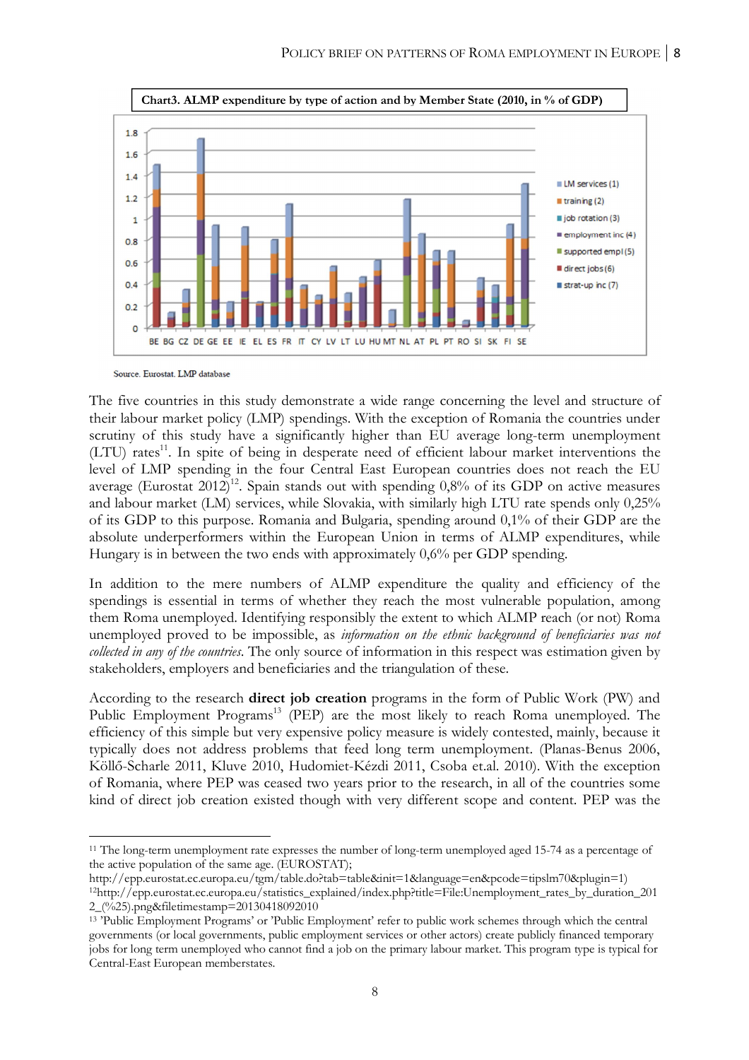**Chart3. ALMP expenditure by type of action and by Member State (2010, in % of GDP)**

1.8
1.6
1.4
1.2
1
0.8
0.6
0.4
0.2
0

BE BG CZ DE GE EE IE EL ES FR IT CY LV LT LU HU MT NL AT PL PT RO SI SK FI SE

LM services (1)
training (2)
job rotation (3)
employment inc (4)
supported empl (5)
direct jobs (6)
strat-up inc (7)

Source. Eurostat. LMP database

The five countries in this study demonstrate a wide range concerning the level and structure of their labour market policy (LMP) spendings. With the exception of Romania the countries under scrutiny of this study have a significantly higher than EU average long-term unemployment (LTU) rates[11]. In spite of being in desperate need of efficient labour market interventions the level of LMP spending in the four Central East European countries does not reach the EU average (Eurostat 2012)[12]. Spain stands out with spending 0,8% of its GDP on active measures and labour market (LM) services, while Slovakia, with similarly high LTU rate spends only 0,25% of its GDP to this purpose. Romania and Bulgaria, spending around 0,1% of their GDP are the absolute underperformers within the European Union in terms of ALMP expenditures, while Hungary is in between the two ends with approximately 0,6% per GDP spending.

In addition to the mere numbers of ALMP expenditure the quality and efficiency of the spendings is essential in terms of whether they reach the most vulnerable population, among them Roma unemployed. Identifying responsibly the extent to which ALMP reach (or not) Roma unemployed proved to be impossible, as *information on the ethnic background of beneficiaries was not collected in any of the countries*. The only source of information in this respect was estimation given by stakeholders, employers and beneficiaries and the triangulation of these.

According to the research **direct job creation** programs in the form of Public Work (PW) and Public Employment Programs[13] (PEP) are the most likely to reach Roma unemployed. The efficiency of this simple but very expensive policy measure is widely contested, mainly, because it typically does not address problems that feed long term unemployment. (Planas-Benus 2006, Köllő-Scharle 2011, Kluve 2010, Hudomiet-Kézdi 2011, Csoba et.al. 2010). With the exception of Romania, where PEP was ceased two years prior to the research, in all of the countries some kind of direct job creation existed though with very different scope and content. PEP was the

---

[11] The long-term unemployment rate expresses the number of long-term unemployed aged 15-74 as a percentage of the active population of the same age. (EUROSTAT); http://epp.eurostat.ec.europa.eu/tgm/table.do?tab=table&init=1&language=en&pcode=tipslm70&plugin=1)

[12] http://epp.eurostat.ec.europa.eu/statistics_explained/index.php?title=File:Unemployment_rates_by_duration_2012_(%25).png&filetimestamp=20130418092010

[13] 'Public Employment Programs' or 'Public Employment' refer to public work schemes through which the central governments (or local governments, public employment services or other actors) create publicly financed temporary jobs for long term unemployed who cannot find a job on the primary labour market. This program type is typical for Central-East European memberstates.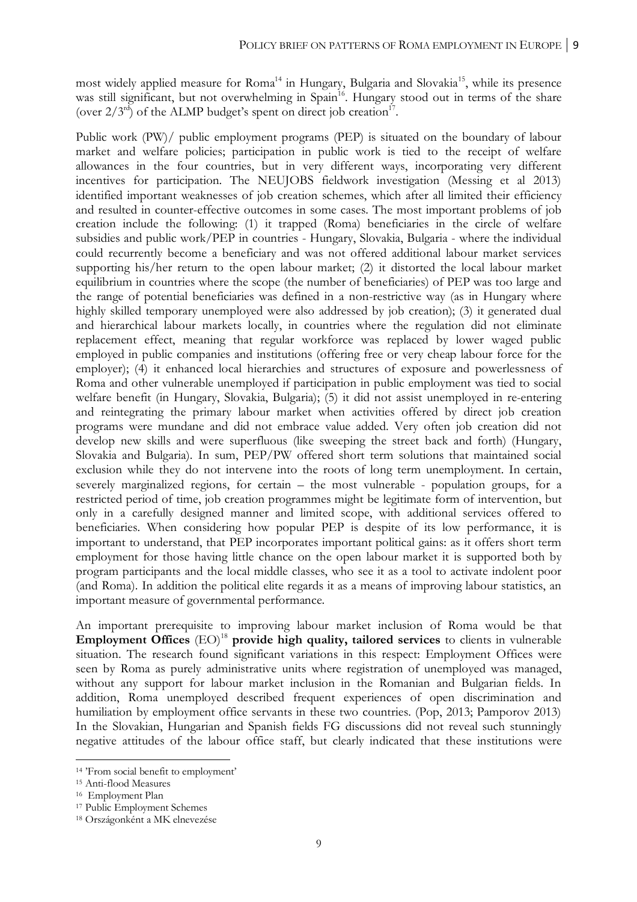most widely applied measure for Roma[14] in Hungary, Bulgaria and Slovakia[15], while its presence was still significant, but not overwhelming in Spain[16]. Hungary stood out in terms of the share (over $2/3^{rd}$) of the ALMP budget's spent on direct job creation[17].

Public work (PW)/ public employment programs (PEP) is situated on the boundary of labour market and welfare policies; participation in public work is tied to the receipt of welfare allowances in the four countries, but in very different ways, incorporating very different incentives for participation. The NEUJOBS fieldwork investigation (Messing et al 2013) identified important weaknesses of job creation schemes, which after all limited their efficiency and resulted in counter-effective outcomes in some cases. The most important problems of job creation include the following: (1) it trapped (Roma) beneficiaries in the circle of welfare subsidies and public work/PEP in countries - Hungary, Slovakia, Bulgaria - where the individual could recurrently become a beneficiary and was not offered additional labour market services supporting his/her return to the open labour market; (2) it distorted the local labour market equilibrium in countries where the scope (the number of beneficiaries) of PEP was too large and the range of potential beneficiaries was defined in a non-restrictive way (as in Hungary where highly skilled temporary unemployed were also addressed by job creation); (3) it generated dual and hierarchical labour markets locally, in countries where the regulation did not eliminate replacement effect, meaning that regular workforce was replaced by lower waged public employed in public companies and institutions (offering free or very cheap labour force for the employer); (4) it enhanced local hierarchies and structures of exposure and powerlessness of Roma and other vulnerable unemployed if participation in public employment was tied to social welfare benefit (in Hungary, Slovakia, Bulgaria); (5) it did not assist unemployed in re-entering and reintegrating the primary labour market when activities offered by direct job creation programs were mundane and did not embrace value added. Very often job creation did not develop new skills and were superfluous (like sweeping the street back and forth) (Hungary, Slovakia and Bulgaria). In sum, PEP/PW offered short term solutions that maintained social exclusion while they do not intervene into the roots of long term unemployment. In certain, severely marginalized regions, for certain – the most vulnerable - population groups, for a restricted period of time, job creation programmes might be legitimate form of intervention, but only in a carefully designed manner and limited scope, with additional services offered to beneficiaries. When considering how popular PEP is despite of its low performance, it is important to understand, that PEP incorporates important political gains: as it offers short term employment for those having little chance on the open labour market it is supported both by program participants and the local middle classes, who see it as a tool to activate indolent poor (and Roma). In addition the political elite regards it as a means of improving labour statistics, an important measure of governmental performance.

An important prerequisite to improving labour market inclusion of Roma would be that **Employment Offices** (EO)[18] **provide high quality, tailored services** to clients in vulnerable situation. The research found significant variations in this respect: Employment Offices were seen by Roma as purely administrative units where registration of unemployed was managed, without any support for labour market inclusion in the Romanian and Bulgarian fields. In addition, Roma unemployed described frequent experiences of open discrimination and humiliation by employment office servants in these two countries. (Pop, 2013; Pamporov 2013) In the Slovakian, Hungarian and Spanish fields FG discussions did not reveal such stunningly negative attitudes of the labour office staff, but clearly indicated that these institutions were

[14] 'From social benefit to employment'

[15] Anti-flood Measures

[16] Employment Plan

[17] Public Employment Schemes

[18] Országonként a MK elnevezése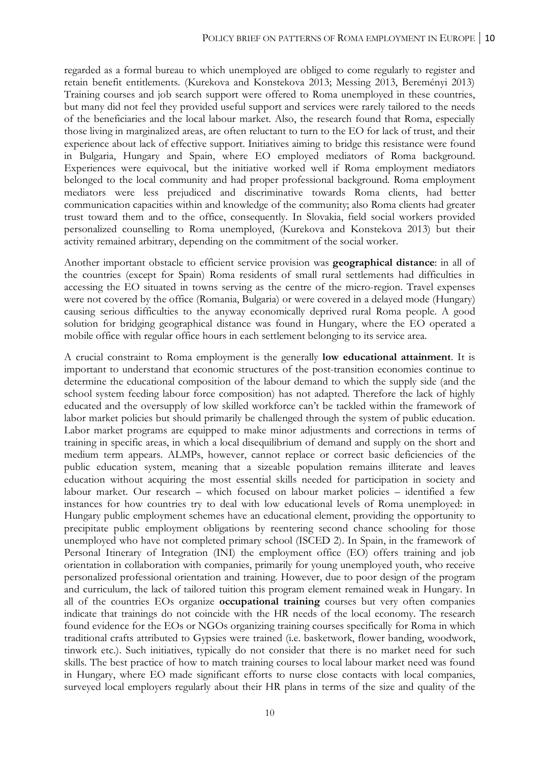regarded as a formal bureau to which unemployed are obliged to come regularly to register and retain benefit entitlements. (Kurekova and Konstekova 2013; Messing 2013, Bereményi 2013) Training courses and job search support were offered to Roma unemployed in these countries, but many did not feel they provided useful support and services were rarely tailored to the needs of the beneficiaries and the local labour market. Also, the research found that Roma, especially those living in marginalized areas, are often reluctant to turn to the EO for lack of trust, and their experience about lack of effective support. Initiatives aiming to bridge this resistance were found in Bulgaria, Hungary and Spain, where EO employed mediators of Roma background. Experiences were equivocal, but the initiative worked well if Roma employment mediators belonged to the local community and had proper professional background. Roma employment mediators were less prejudiced and discriminative towards Roma clients, had better communication capacities within and knowledge of the community; also Roma clients had greater trust toward them and to the office, consequently. In Slovakia, field social workers provided personalized counselling to Roma unemployed, (Kurekova and Konstekova 2013) but their activity remained arbitrary, depending on the commitment of the social worker.

Another important obstacle to efficient service provision was **geographical distance**: in all of the countries (except for Spain) Roma residents of small rural settlements had difficulties in accessing the EO situated in towns serving as the centre of the micro-region. Travel expenses were not covered by the office (Romania, Bulgaria) or were covered in a delayed mode (Hungary) causing serious difficulties to the anyway economically deprived rural Roma people. A good solution for bridging geographical distance was found in Hungary, where the EO operated a mobile office with regular office hours in each settlement belonging to its service area.

A crucial constraint to Roma employment is the generally **low educational attainment**. It is important to understand that economic structures of the post-transition economies continue to determine the educational composition of the labour demand to which the supply side (and the school system feeding labour force composition) has not adapted. Therefore the lack of highly educated and the oversupply of low skilled workforce can't be tackled within the framework of labor market policies but should primarily be challenged through the system of public education. Labor market programs are equipped to make minor adjustments and corrections in terms of training in specific areas, in which a local disequilibrium of demand and supply on the short and medium term appears. ALMPs, however, cannot replace or correct basic deficiencies of the public education system, meaning that a sizeable population remains illiterate and leaves education without acquiring the most essential skills needed for participation in society and labour market. Our research – which focused on labour market policies – identified a few instances for how countries try to deal with low educational levels of Roma unemployed: in Hungary public employment schemes have an educational element, providing the opportunity to precipitate public employment obligations by reentering second chance schooling for those unemployed who have not completed primary school (ISCED 2). In Spain, in the framework of Personal Itinerary of Integration (INI) the employment office (EO) offers training and job orientation in collaboration with companies, primarily for young unemployed youth, who receive personalized professional orientation and training. However, due to poor design of the program and curriculum, the lack of tailored tuition this program element remained weak in Hungary. In all of the countries EOs organize **occupational training** courses but very often companies indicate that trainings do not coincide with the HR needs of the local economy. The research found evidence for the EOs or NGOs organizing training courses specifically for Roma in which traditional crafts attributed to Gypsies were trained (i.e. basketwork, flower banding, woodwork, tinwork etc.). Such initiatives, typically do not consider that there is no market need for such skills. The best practice of how to match training courses to local labour market need was found in Hungary, where EO made significant efforts to nurse close contacts with local companies, surveyed local employers regularly about their HR plans in terms of the size and quality of the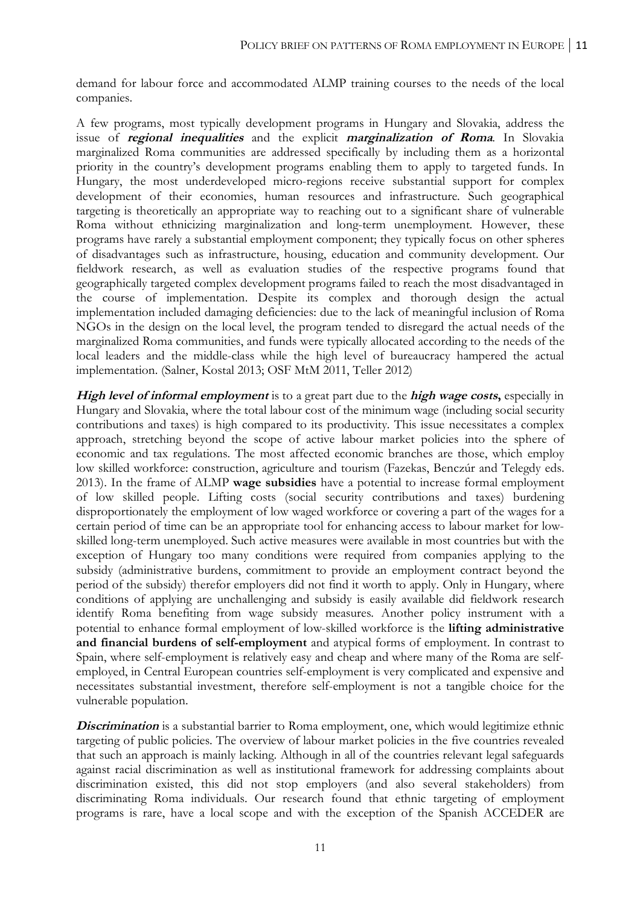demand for labour force and accommodated ALMP training courses to the needs of the local companies.

A few programs, most typically development programs in Hungary and Slovakia, address the issue of ***regional inequalities*** and the explicit ***marginalization of Roma***. In Slovakia marginalized Roma communities are addressed specifically by including them as a horizontal priority in the country's development programs enabling them to apply to targeted funds. In Hungary, the most underdeveloped micro-regions receive substantial support for complex development of their economies, human resources and infrastructure. Such geographical targeting is theoretically an appropriate way to reaching out to a significant share of vulnerable Roma without ethnicizing marginalization and long-term unemployment. However, these programs have rarely a substantial employment component; they typically focus on other spheres of disadvantages such as infrastructure, housing, education and community development. Our fieldwork research, as well as evaluation studies of the respective programs found that geographically targeted complex development programs failed to reach the most disadvantaged in the course of implementation. Despite its complex and thorough design the actual implementation included damaging deficiencies: due to the lack of meaningful inclusion of Roma NGOs in the design on the local level, the program tended to disregard the actual needs of the marginalized Roma communities, and funds were typically allocated according to the needs of the local leaders and the middle-class while the high level of bureaucracy hampered the actual implementation. (Salner, Kostal 2013; OSF MtM 2011, Teller 2012)

***High level of informal employment*** is to a great part due to the ***high wage costs,*** especially in Hungary and Slovakia, where the total labour cost of the minimum wage (including social security contributions and taxes) is high compared to its productivity. This issue necessitates a complex approach, stretching beyond the scope of active labour market policies into the sphere of economic and tax regulations. The most affected economic branches are those, which employ low skilled workforce: construction, agriculture and tourism (Fazekas, Benczúr and Telegdy eds. 2013). In the frame of ALMP **wage subsidies** have a potential to increase formal employment of low skilled people. Lifting costs (social security contributions and taxes) burdening disproportionately the employment of low waged workforce or covering a part of the wages for a certain period of time can be an appropriate tool for enhancing access to labour market for low-skilled long-term unemployed. Such active measures were available in most countries but with the exception of Hungary too many conditions were required from companies applying to the subsidy (administrative burdens, commitment to provide an employment contract beyond the period of the subsidy) therefor employers did not find it worth to apply. Only in Hungary, where conditions of applying are unchallenging and subsidy is easily available did fieldwork research identify Roma benefiting from wage subsidy measures. Another policy instrument with a potential to enhance formal employment of low-skilled workforce is the **lifting administrative and financial burdens of self-employment** and atypical forms of employment. In contrast to Spain, where self-employment is relatively easy and cheap and where many of the Roma are self-employed, in Central European countries self-employment is very complicated and expensive and necessitates substantial investment, therefore self-employment is not a tangible choice for the vulnerable population.

***Discrimination*** is a substantial barrier to Roma employment, one, which would legitimize ethnic targeting of public policies. The overview of labour market policies in the five countries revealed that such an approach is mainly lacking. Although in all of the countries relevant legal safeguards against racial discrimination as well as institutional framework for addressing complaints about discrimination existed, this did not stop employers (and also several stakeholders) from discriminating Roma individuals. Our research found that ethnic targeting of employment programs is rare, have a local scope and with the exception of the Spanish ACCEDER are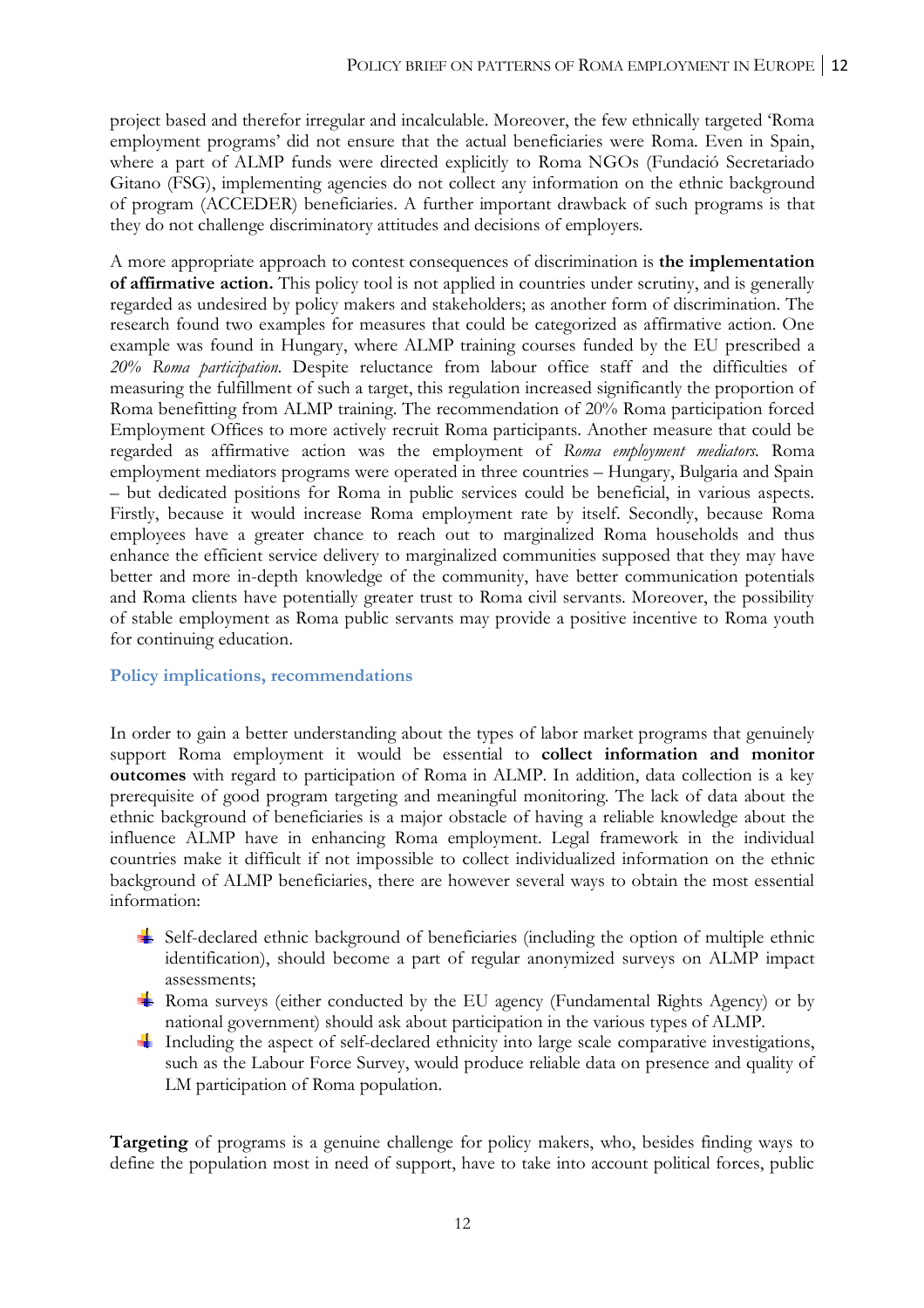project based and therefor irregular and incalculable. Moreover, the few ethnically targeted 'Roma employment programs' did not ensure that the actual beneficiaries were Roma. Even in Spain, where a part of ALMP funds were directed explicitly to Roma NGOs (Fundació Secretariado Gitano (FSG), implementing agencies do not collect any information on the ethnic background of program (ACCEDER) beneficiaries. A further important drawback of such programs is that they do not challenge discriminatory attitudes and decisions of employers.

A more appropriate approach to contest consequences of discrimination is **the implementation of affirmative action.** This policy tool is not applied in countries under scrutiny, and is generally regarded as undesired by policy makers and stakeholders; as another form of discrimination. The research found two examples for measures that could be categorized as affirmative action. One example was found in Hungary, where ALMP training courses funded by the EU prescribed a *20% Roma participation*. Despite reluctance from labour office staff and the difficulties of measuring the fulfillment of such a target, this regulation increased significantly the proportion of Roma benefitting from ALMP training. The recommendation of 20% Roma participation forced Employment Offices to more actively recruit Roma participants. Another measure that could be regarded as affirmative action was the employment of *Roma employment mediators*. Roma employment mediators programs were operated in three countries – Hungary, Bulgaria and Spain – but dedicated positions for Roma in public services could be beneficial, in various aspects. Firstly, because it would increase Roma employment rate by itself. Secondly, because Roma employees have a greater chance to reach out to marginalized Roma households and thus enhance the efficient service delivery to marginalized communities supposed that they may have better and more in-depth knowledge of the community, have better communication potentials and Roma clients have potentially greater trust to Roma civil servants. Moreover, the possibility of stable employment as Roma public servants may provide a positive incentive to Roma youth for continuing education.

### Policy implications, recommendations

In order to gain a better understanding about the types of labor market programs that genuinely support Roma employment it would be essential to **collect information and monitor outcomes** with regard to participation of Roma in ALMP. In addition, data collection is a key prerequisite of good program targeting and meaningful monitoring. The lack of data about the ethnic background of beneficiaries is a major obstacle of having a reliable knowledge about the influence ALMP have in enhancing Roma employment. Legal framework in the individual countries make it difficult if not impossible to collect individualized information on the ethnic background of ALMP beneficiaries, there are however several ways to obtain the most essential information:

- Self-declared ethnic background of beneficiaries (including the option of multiple ethnic identification), should become a part of regular anonymized surveys on ALMP impact assessments;
- Roma surveys (either conducted by the EU agency (Fundamental Rights Agency) or by national government) should ask about participation in the various types of ALMP.
- Including the aspect of self-declared ethnicity into large scale comparative investigations, such as the Labour Force Survey, would produce reliable data on presence and quality of LM participation of Roma population.

**Targeting** of programs is a genuine challenge for policy makers, who, besides finding ways to define the population most in need of support, have to take into account political forces, public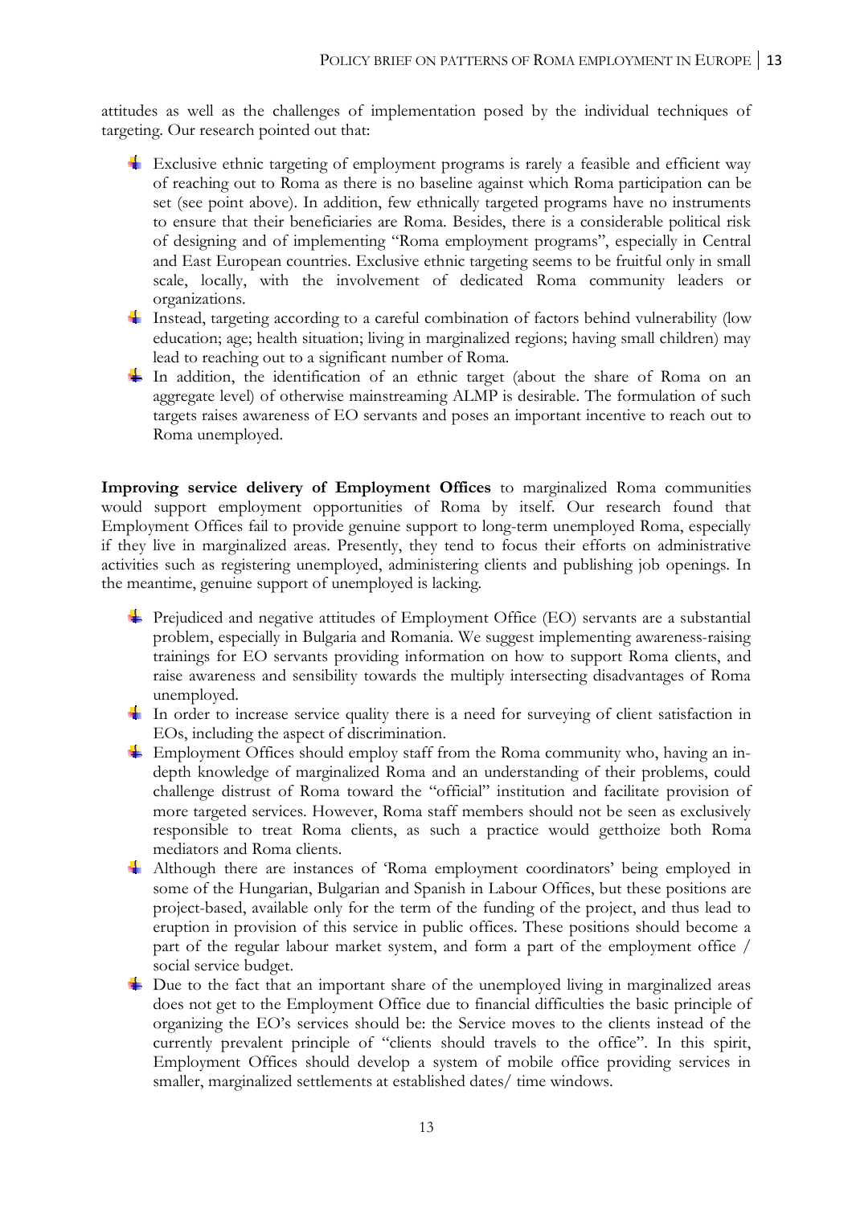attitudes as well as the challenges of implementation posed by the individual techniques of targeting. Our research pointed out that:

- Exclusive ethnic targeting of employment programs is rarely a feasible and efficient way of reaching out to Roma as there is no baseline against which Roma participation can be set (see point above). In addition, few ethnically targeted programs have no instruments to ensure that their beneficiaries are Roma. Besides, there is a considerable political risk of designing and of implementing "Roma employment programs", especially in Central and East European countries. Exclusive ethnic targeting seems to be fruitful only in small scale, locally, with the involvement of dedicated Roma community leaders or organizations.
- Instead, targeting according to a careful combination of factors behind vulnerability (low education; age; health situation; living in marginalized regions; having small children) may lead to reaching out to a significant number of Roma.
- In addition, the identification of an ethnic target (about the share of Roma on an aggregate level) of otherwise mainstreaming ALMP is desirable. The formulation of such targets raises awareness of EO servants and poses an important incentive to reach out to Roma unemployed.

**Improving service delivery of Employment Offices** to marginalized Roma communities would support employment opportunities of Roma by itself. Our research found that Employment Offices fail to provide genuine support to long-term unemployed Roma, especially if they live in marginalized areas. Presently, they tend to focus their efforts on administrative activities such as registering unemployed, administering clients and publishing job openings. In the meantime, genuine support of unemployed is lacking.

- Prejudiced and negative attitudes of Employment Office (EO) servants are a substantial problem, especially in Bulgaria and Romania. We suggest implementing awareness-raising trainings for EO servants providing information on how to support Roma clients, and raise awareness and sensibility towards the multiply intersecting disadvantages of Roma unemployed.
- In order to increase service quality there is a need for surveying of client satisfaction in EOs, including the aspect of discrimination.
- Employment Offices should employ staff from the Roma community who, having an in-depth knowledge of marginalized Roma and an understanding of their problems, could challenge distrust of Roma toward the "official" institution and facilitate provision of more targeted services. However, Roma staff members should not be seen as exclusively responsible to treat Roma clients, as such a practice would getthoize both Roma mediators and Roma clients.
- Although there are instances of 'Roma employment coordinators' being employed in some of the Hungarian, Bulgarian and Spanish in Labour Offices, but these positions are project-based, available only for the term of the funding of the project, and thus lead to eruption in provision of this service in public offices. These positions should become a part of the regular labour market system, and form a part of the employment office / social service budget.
- Due to the fact that an important share of the unemployed living in marginalized areas does not get to the Employment Office due to financial difficulties the basic principle of organizing the EO's services should be: the Service moves to the clients instead of the currently prevalent principle of "clients should travels to the office". In this spirit, Employment Offices should develop a system of mobile office providing services in smaller, marginalized settlements at established dates/ time windows.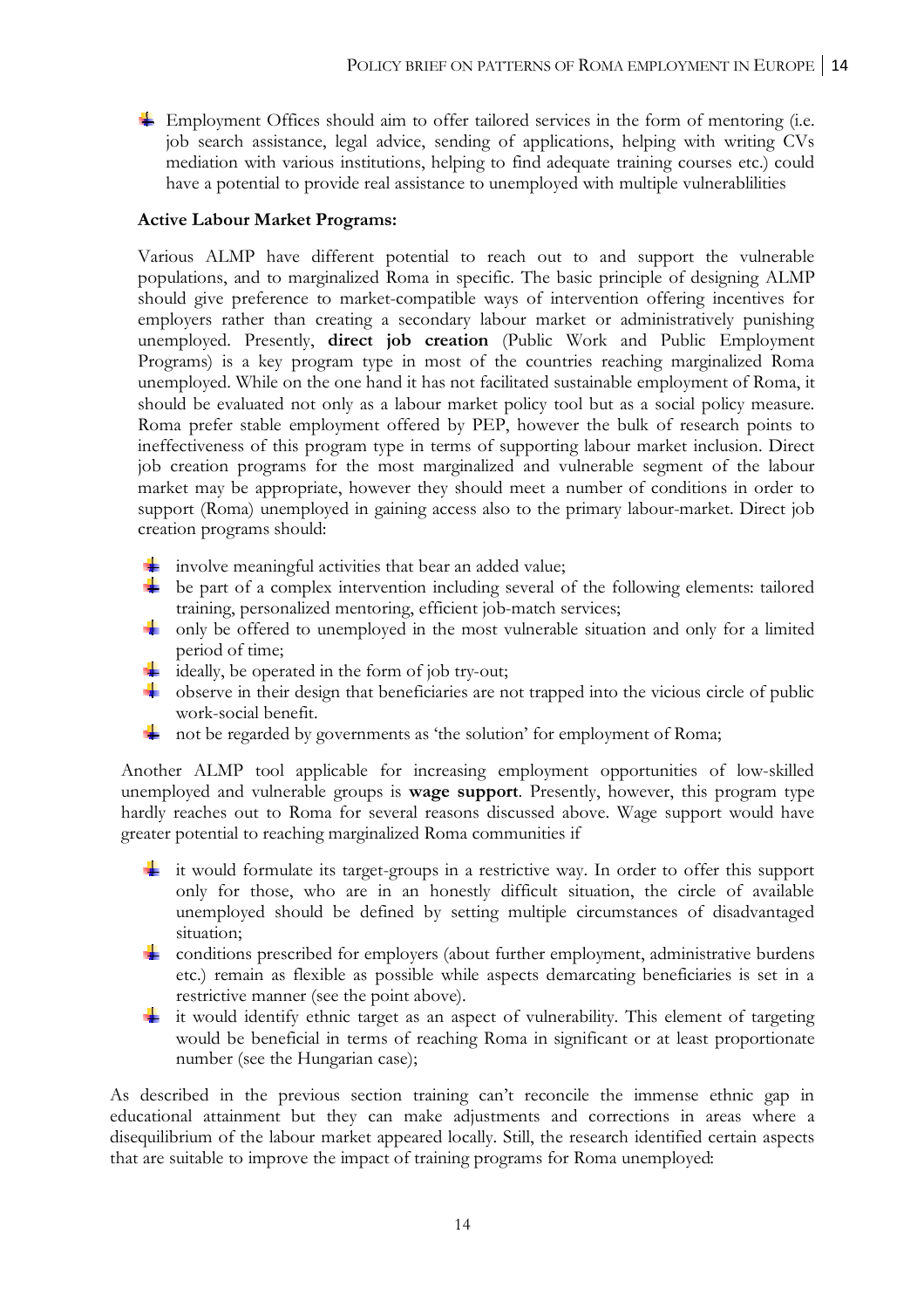- Employment Offices should aim to offer tailored services in the form of mentoring (i.e. job search assistance, legal advice, sending of applications, helping with writing CVs mediation with various institutions, helping to find adequate training courses etc.) could have a potential to provide real assistance to unemployed with multiple vulnerablilities

**Active Labour Market Programs:**

Various ALMP have different potential to reach out to and support the vulnerable populations, and to marginalized Roma in specific. The basic principle of designing ALMP should give preference to market-compatible ways of intervention offering incentives for employers rather than creating a secondary labour market or administratively punishing unemployed. Presently, **direct job creation** (Public Work and Public Employment Programs) is a key program type in most of the countries reaching marginalized Roma unemployed. While on the one hand it has not facilitated sustainable employment of Roma, it should be evaluated not only as a labour market policy tool but as a social policy measure. Roma prefer stable employment offered by PEP, however the bulk of research points to ineffectiveness of this program type in terms of supporting labour market inclusion. Direct job creation programs for the most marginalized and vulnerable segment of the labour market may be appropriate, however they should meet a number of conditions in order to support (Roma) unemployed in gaining access also to the primary labour-market. Direct job creation programs should:

- involve meaningful activities that bear an added value;
- be part of a complex intervention including several of the following elements: tailored training, personalized mentoring, efficient job-match services;
- only be offered to unemployed in the most vulnerable situation and only for a limited period of time;
- ideally, be operated in the form of job try-out;
- observe in their design that beneficiaries are not trapped into the vicious circle of public work-social benefit.
- not be regarded by governments as 'the solution' for employment of Roma;

Another ALMP tool applicable for increasing employment opportunities of low-skilled unemployed and vulnerable groups is **wage support**. Presently, however, this program type hardly reaches out to Roma for several reasons discussed above. Wage support would have greater potential to reaching marginalized Roma communities if

- it would formulate its target-groups in a restrictive way. In order to offer this support only for those, who are in an honestly difficult situation, the circle of available unemployed should be defined by setting multiple circumstances of disadvantaged situation;
- conditions prescribed for employers (about further employment, administrative burdens etc.) remain as flexible as possible while aspects demarcating beneficiaries is set in a restrictive manner (see the point above).
- it would identify ethnic target as an aspect of vulnerability. This element of targeting would be beneficial in terms of reaching Roma in significant or at least proportionate number (see the Hungarian case);

As described in the previous section training can't reconcile the immense ethnic gap in educational attainment but they can make adjustments and corrections in areas where a disequilibrium of the labour market appeared locally. Still, the research identified certain aspects that are suitable to improve the impact of training programs for Roma unemployed: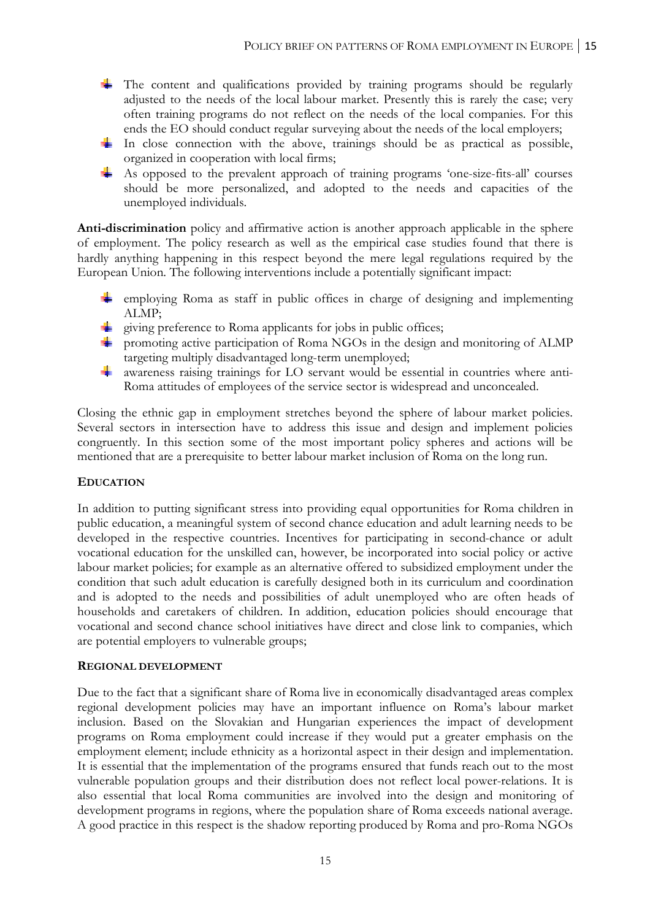- The content and qualifications provided by training programs should be regularly adjusted to the needs of the local labour market. Presently this is rarely the case; very often training programs do not reflect on the needs of the local companies. For this ends the EO should conduct regular surveying about the needs of the local employers;
- In close connection with the above, trainings should be as practical as possible, organized in cooperation with local firms;
- As opposed to the prevalent approach of training programs 'one-size-fits-all' courses should be more personalized, and adopted to the needs and capacities of the unemployed individuals.

**Anti-discrimination** policy and affirmative action is another approach applicable in the sphere of employment. The policy research as well as the empirical case studies found that there is hardly anything happening in this respect beyond the mere legal regulations required by the European Union. The following interventions include a potentially significant impact:

- employing Roma as staff in public offices in charge of designing and implementing ALMP;
- giving preference to Roma applicants for jobs in public offices;
- promoting active participation of Roma NGOs in the design and monitoring of ALMP targeting multiply disadvantaged long-term unemployed;
- awareness raising trainings for LO servant would be essential in countries where anti-Roma attitudes of employees of the service sector is widespread and unconcealed.

Closing the ethnic gap in employment stretches beyond the sphere of labour market policies. Several sectors in intersection have to address this issue and design and implement policies congruently. In this section some of the most important policy spheres and actions will be mentioned that are a prerequisite to better labour market inclusion of Roma on the long run.

#### EDUCATION

In addition to putting significant stress into providing equal opportunities for Roma children in public education, a meaningful system of second chance education and adult learning needs to be developed in the respective countries. Incentives for participating in second-chance or adult vocational education for the unskilled can, however, be incorporated into social policy or active labour market policies; for example as an alternative offered to subsidized employment under the condition that such adult education is carefully designed both in its curriculum and coordination and is adopted to the needs and possibilities of adult unemployed who are often heads of households and caretakers of children. In addition, education policies should encourage that vocational and second chance school initiatives have direct and close link to companies, which are potential employers to vulnerable groups;

#### REGIONAL DEVELOPMENT

Due to the fact that a significant share of Roma live in economically disadvantaged areas complex regional development policies may have an important influence on Roma's labour market inclusion. Based on the Slovakian and Hungarian experiences the impact of development programs on Roma employment could increase if they would put a greater emphasis on the employment element; include ethnicity as a horizontal aspect in their design and implementation. It is essential that the implementation of the programs ensured that funds reach out to the most vulnerable population groups and their distribution does not reflect local power-relations. It is also essential that local Roma communities are involved into the design and monitoring of development programs in regions, where the population share of Roma exceeds national average. A good practice in this respect is the shadow reporting produced by Roma and pro-Roma NGOs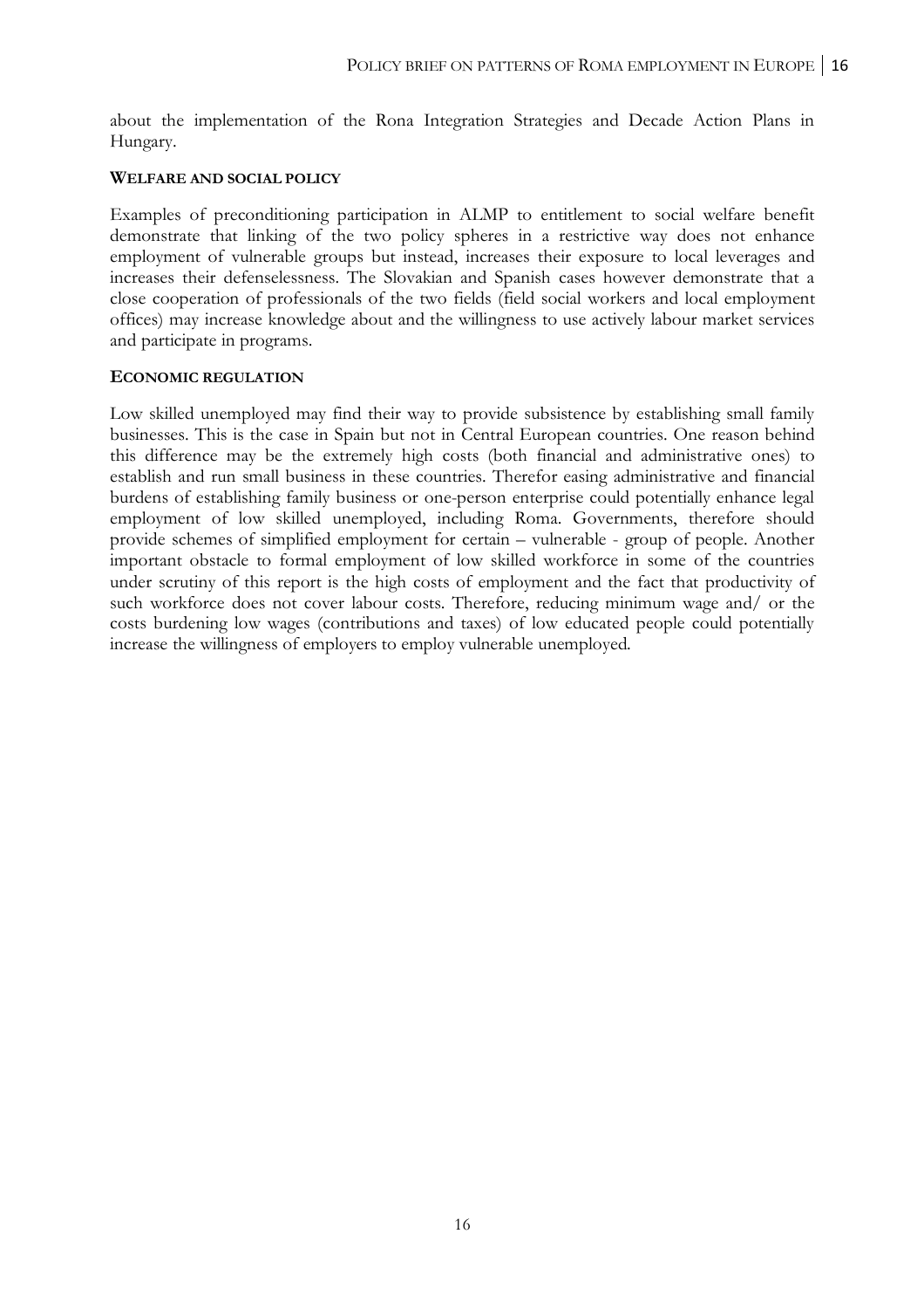about the implementation of the Rona Integration Strategies and Decade Action Plans in Hungary.

**WELFARE AND SOCIAL POLICY**

Examples of preconditioning participation in ALMP to entitlement to social welfare benefit demonstrate that linking of the two policy spheres in a restrictive way does not enhance employment of vulnerable groups but instead, increases their exposure to local leverages and increases their defenselessness. The Slovakian and Spanish cases however demonstrate that a close cooperation of professionals of the two fields (field social workers and local employment offices) may increase knowledge about and the willingness to use actively labour market services and participate in programs.

**ECONOMIC REGULATION**

Low skilled unemployed may find their way to provide subsistence by establishing small family businesses. This is the case in Spain but not in Central European countries. One reason behind this difference may be the extremely high costs (both financial and administrative ones) to establish and run small business in these countries. Therefor easing administrative and financial burdens of establishing family business or one-person enterprise could potentially enhance legal employment of low skilled unemployed, including Roma. Governments, therefore should provide schemes of simplified employment for certain – vulnerable - group of people. Another important obstacle to formal employment of low skilled workforce in some of the countries under scrutiny of this report is the high costs of employment and the fact that productivity of such workforce does not cover labour costs. Therefore, reducing minimum wage and/ or the costs burdening low wages (contributions and taxes) of low educated people could potentially increase the willingness of employers to employ vulnerable unemployed.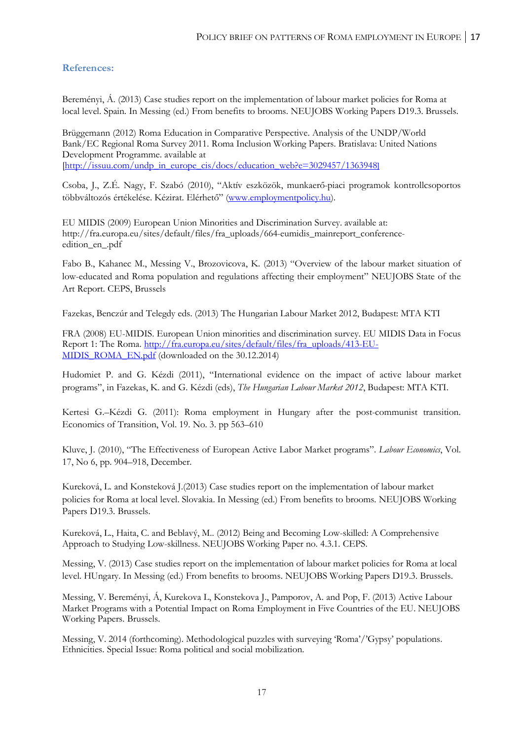## References:

Bereményi, Á. (2013) Case studies report on the implementation of labour market policies for Roma at local level. Spain. In Messing (ed.) From benefits to brooms. NEUJOBS Working Papers D19.3. Brussels.

Brüggemann (2012) Roma Education in Comparative Perspective. Analysis of the UNDP/World Bank/EC Regional Roma Survey 2011. Roma Inclusion Working Papers. Bratislava: United Nations Development Programme. available at [http://issuu.com/undp_in_europe_cis/docs/education_web?e=3029457/1363948]

Csoba, J., Z.É. Nagy, F. Szabó (2010), "Aktív eszközök, munkaerő-piaci programok kontrollcsoportos többváltozós értékelése. Kézirat. Elérhető" (www.employmentpolicy.hu).

EU MIDIS (2009) European Union Minorities and Discrimination Survey. available at: http://fra.europa.eu/sites/default/files/fra_uploads/664-eumidis_mainreport_conference-edition_en_.pdf

Fabo B., Kahanec M., Messing V., Brozovicova, K. (2013) "Overview of the labour market situation of low-educated and Roma population and regulations affecting their employment" NEUJOBS State of the Art Report. CEPS, Brussels

Fazekas, Benczúr and Telegdy eds. (2013) The Hungarian Labour Market 2012, Budapest: MTA KTI

FRA (2008) EU-MIDIS. European Union minorities and discrimination survey. EU MIDIS Data in Focus Report 1: The Roma. http://fra.europa.eu/sites/default/files/fra_uploads/413-EU-MIDIS_ROMA_EN.pdf (downloaded on the 30.12.2014)

Hudomiet P. and G. Kézdi (2011), "International evidence on the impact of active labour market programs", in Fazekas, K. and G. Kézdi (eds), *The Hungarian Labour Market 2012*, Budapest: MTA KTI.

Kertesi G.–Kézdi G. (2011): Roma employment in Hungary after the post-communist transition. Economics of Transition, Vol. 19. No. 3. pp 563–610

Kluve, J. (2010), "The Effectiveness of European Active Labor Market programs". *Labour Economics*, Vol. 17, No 6, pp. 904–918, December.

Kureková, L. and Konsteková J.(2013) Case studies report on the implementation of labour market policies for Roma at local level. Slovakia. In Messing (ed.) From benefits to brooms. NEUJOBS Working Papers D19.3. Brussels.

Kureková, L., Haita, C. and Beblavý, M.. (2012) Being and Becoming Low-skilled: A Comprehensive Approach to Studying Low-skillness. NEUJOBS Working Paper no. 4.3.1. CEPS.

Messing, V. (2013) Case studies report on the implementation of labour market policies for Roma at local level. HUngary. In Messing (ed.) From benefits to brooms. NEUJOBS Working Papers D19.3. Brussels.

Messing, V. Bereményi, Á, Kurekova L, Konstekova J., Pamporov, A. and Pop, F. (2013) Active Labour Market Programs with a Potential Impact on Roma Employment in Five Countries of the EU. NEUJOBS Working Papers. Brussels.

Messing, V. 2014 (forthcoming). Methodological puzzles with surveying 'Roma'/'Gypsy' populations. Ethnicities. Special Issue: Roma political and social mobilization.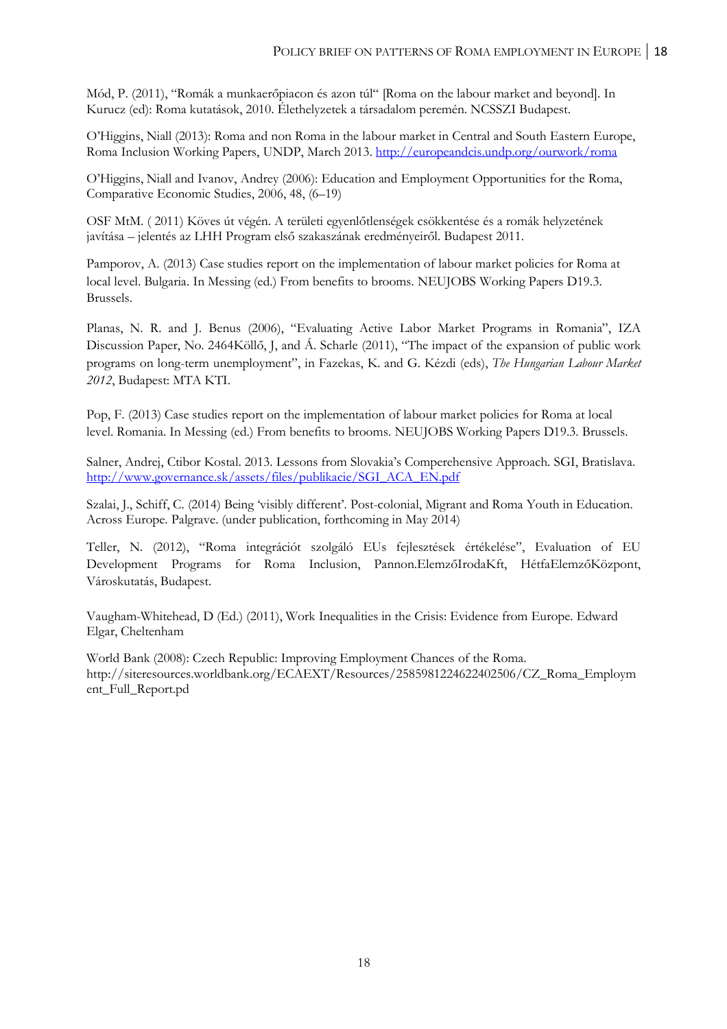Mód, P. (2011), "Romák a munkaerőpiacon és azon túl" [Roma on the labour market and beyond]. In Kurucz (ed): Roma kutatások, 2010. Élethelyzetek a társadalom peremén. NCSSZI Budapest.

O'Higgins, Niall (2013): Roma and non Roma in the labour market in Central and South Eastern Europe, Roma Inclusion Working Papers, UNDP, March 2013. http://europeandcis.undp.org/ourwork/roma

O'Higgins, Niall and Ivanov, Andrey (2006): Education and Employment Opportunities for the Roma, Comparative Economic Studies, 2006, 48, (6–19)

OSF MtM. ( 2011) Köves út végén. A területi egyenlőtlenségek csökkentése és a romák helyzetének javítása – jelentés az LHH Program első szakaszának eredményeiről. Budapest 2011.

Pamporov, A. (2013) Case studies report on the implementation of labour market policies for Roma at local level. Bulgaria. In Messing (ed.) From benefits to brooms. NEUJOBS Working Papers D19.3. Brussels.

Planas, N. R. and J. Benus (2006), "Evaluating Active Labor Market Programs in Romania", IZA Discussion Paper, No. 2464Köllő, J, and Á. Scharle (2011), "The impact of the expansion of public work programs on long-term unemployment", in Fazekas, K. and G. Kézdi (eds), *The Hungarian Labour Market 2012*, Budapest: MTA KTI.

Pop, F. (2013) Case studies report on the implementation of labour market policies for Roma at local level. Romania. In Messing (ed.) From benefits to brooms. NEUJOBS Working Papers D19.3. Brussels.

Salner, Andrej, Ctibor Kostal. 2013. Lessons from Slovakia's Comperehensive Approach. SGI, Bratislava. http://www.governance.sk/assets/files/publikacie/SGI_ACA_EN.pdf

Szalai, J., Schiff, C. (2014) Being 'visibly different'. Post-colonial, Migrant and Roma Youth in Education. Across Europe. Palgrave. (under publication, forthcoming in May 2014)

Teller, N. (2012), "Roma integrációt szolgáló EUs fejlesztések értékelése", Evaluation of EU Development Programs for Roma Inclusion, Pannon.ElemzőIrodaKft, HétfaElemzőKözpont, Városkutatás, Budapest.

Vaugham-Whitehead, D (Ed.) (2011), Work Inequalities in the Crisis: Evidence from Europe. Edward Elgar, Cheltenham

World Bank (2008): Czech Republic: Improving Employment Chances of the Roma. http://siteresources.worldbank.org/ECAEXT/Resources/258598l224622402506/CZ_Roma_Employment_Full_Report.pd